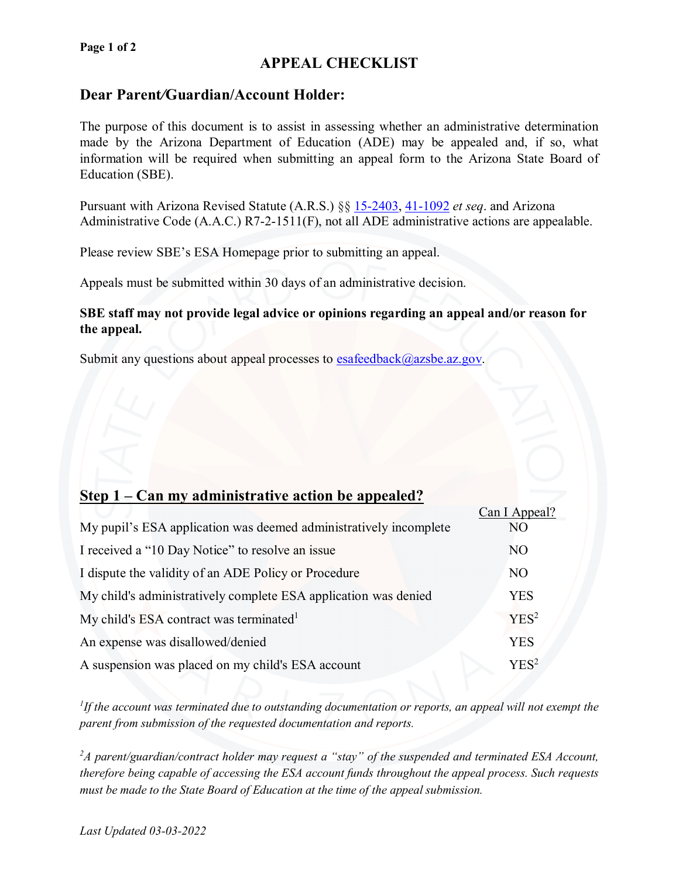# APPEAL CHECKLIST

## Dear Parent/Guardian/Account Holder:

The purpose of this document is to assist in assessing whether an administrative determination made by the Arizona Department of Education (ADE) may be appealed and, if so, what information will be required when submitting an appeal form to the Arizona State Board of Education (SBE).

Pursuant with Arizona Revised Statute (A.R.S.) §§ 15-2403, 41-1092 *et seq*. and Arizona Administrative Code (A.A.C.) R7-2-1511(F), not all ADE administrative actions are appealable.

Please review SBE's ESA Homepage prior to submitting an appeal.

Appeals must be submitted within 30 days of an administrative decision.

**SBE staff may not provide legal advice or opinions regarding an appeal and/or reason for the appeal.**

Submit any questions about appeal processes to esafeedback@azsbe.az.gov.

## Step 1 – Can my administrative action be appealed?

| | Can I Appeal? |
|---|---|
| My pupil's ESA application was deemed administratively incomplete | NO |
| I received a "10 Day Notice" to resolve an issue | NO |
| I dispute the validity of an ADE Policy or Procedure | NO |
| My child's administratively complete ESA application was denied | YES |
| My child's ESA contract was terminated[1] | YES[2] |
| An expense was disallowed/denied | YES |
| A suspension was placed on my child's ESA account | YES[2] |

*[1]If the account was terminated due to outstanding documentation or reports, an appeal will not exempt the parent from submission of the requested documentation and reports.*

*[2]A parent/guardian/contract holder may request a "stay" of the suspended and terminated ESA Account, therefore being capable of accessing the ESA account funds throughout the appeal process. Such requests must be made to the State Board of Education at the time of the appeal submission.*

*Last Updated 03-03-2022*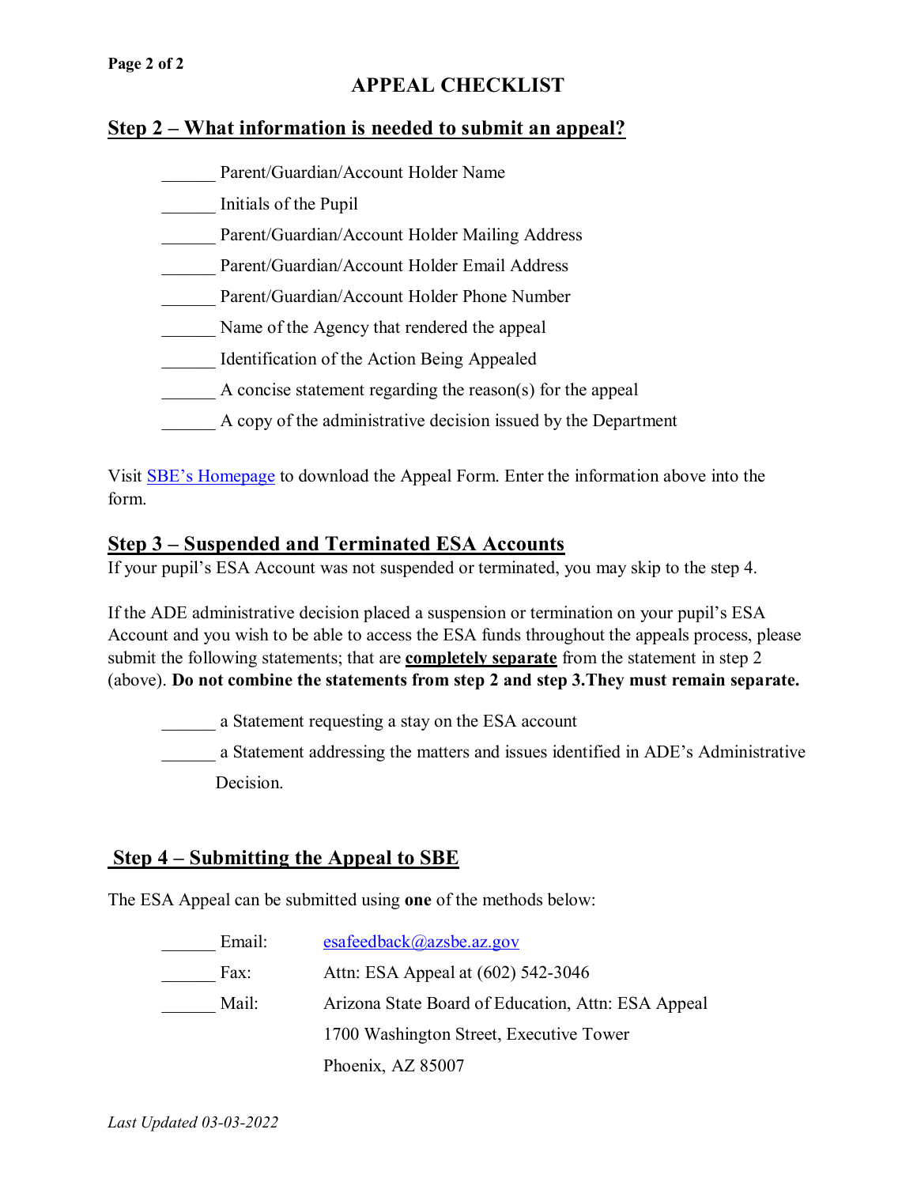# APPEAL CHECKLIST

## Step 2 – What information is needed to submit an appeal?

______ Parent/Guardian/Account Holder Name

______ Initials of the Pupil

______ Parent/Guardian/Account Holder Mailing Address

______ Parent/Guardian/Account Holder Email Address

______ Parent/Guardian/Account Holder Phone Number

______ Name of the Agency that rendered the appeal

______ Identification of the Action Being Appealed

______ A concise statement regarding the reason(s) for the appeal

______ A copy of the administrative decision issued by the Department

Visit [SBE's Homepage]() to download the Appeal Form. Enter the information above into the form.

## Step 3 – Suspended and Terminated ESA Accounts

If your pupil's ESA Account was not suspended or terminated, you may skip to the step 4.

If the ADE administrative decision placed a suspension or termination on your pupil's ESA Account and you wish to be able to access the ESA funds throughout the appeals process, please submit the following statements; that are **completely separate** from the statement in step 2 (above). **Do not combine the statements from step 2 and step 3.They must remain separate.**

______ a Statement requesting a stay on the ESA account

______ a Statement addressing the matters and issues identified in ADE's Administrative Decision.

## Step 4 – Submitting the Appeal to SBE

The ESA Appeal can be submitted using **one** of the methods below:

______ Email: esafeedback@azsbe.az.gov

______ Fax: Attn: ESA Appeal at (602) 542-3046

______ Mail: Arizona State Board of Education, Attn: ESA Appeal
1700 Washington Street, Executive Tower
Phoenix, AZ 85007

*Last Updated 03-03-2022*